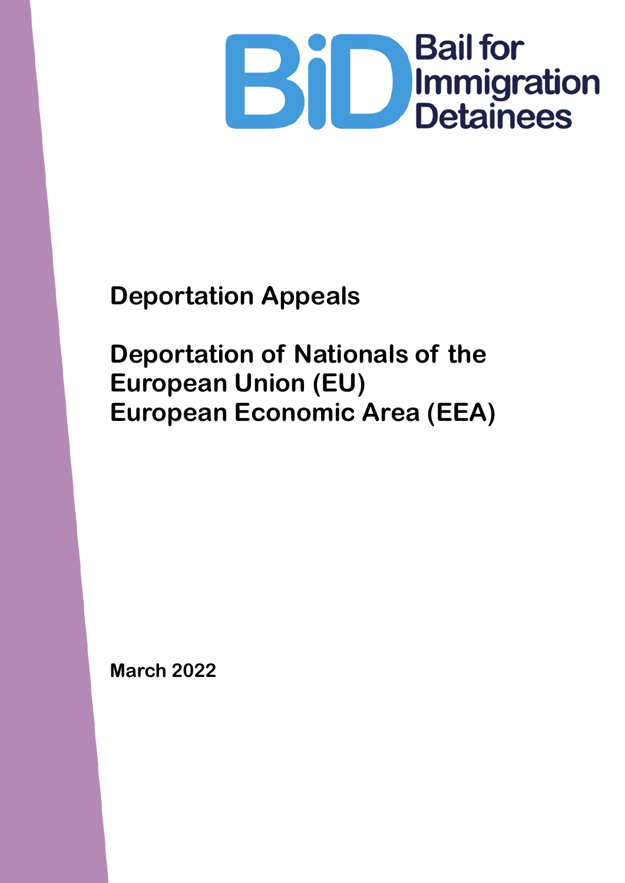BiD Bail for Immigration Detainees

# Deportation Appeals

## Deportation of Nationals of the European Union (EU) European Economic Area (EEA)

March 2022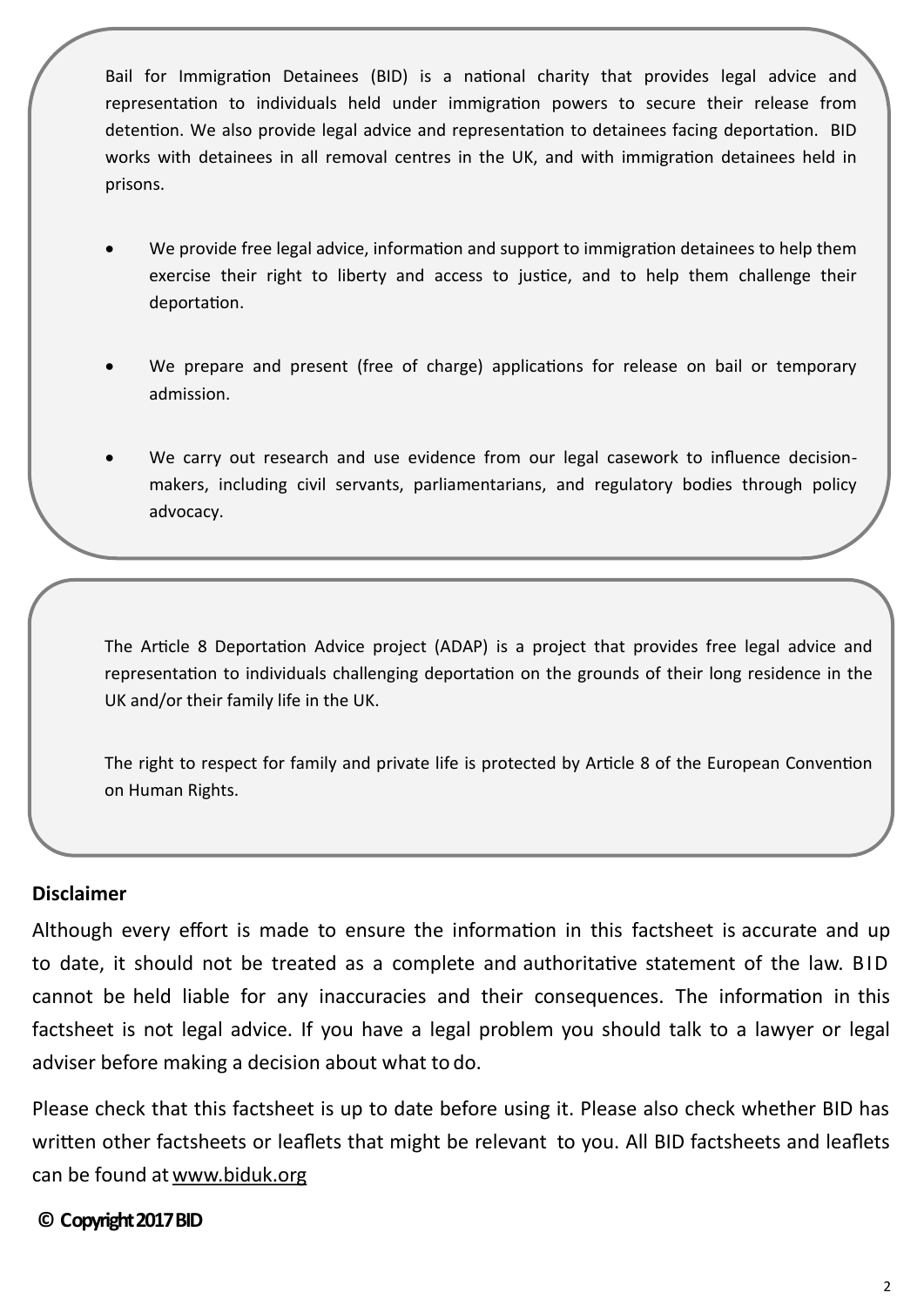Bail for Immigration Detainees (BID) is a national charity that provides legal advice and representation to individuals held under immigration powers to secure their release from detention. We also provide legal advice and representation to detainees facing deportation. BID works with detainees in all removal centres in the UK, and with immigration detainees held in prisons.

- We provide free legal advice, information and support to immigration detainees to help them exercise their right to liberty and access to justice, and to help them challenge their deportation.
- We prepare and present (free of charge) applications for release on bail or temporary admission.
- We carry out research and use evidence from our legal casework to influence decision-makers, including civil servants, parliamentarians, and regulatory bodies through policy advocacy.

The Article 8 Deportation Advice project (ADAP) is a project that provides free legal advice and representation to individuals challenging deportation on the grounds of their long residence in the UK and/or their family life in the UK.

The right to respect for family and private life is protected by Article 8 of the European Convention on Human Rights.

**Disclaimer**

Although every effort is made to ensure the information in this factsheet is accurate and up to date, it should not be treated as a complete and authoritative statement of the law. BID cannot be held liable for any inaccuracies and their consequences. The information in this factsheet is not legal advice. If you have a legal problem you should talk to a lawyer or legal adviser before making a decision about what to do.

Please check that this factsheet is up to date before using it. Please also check whether BID has written other factsheets or leaflets that might be relevant to you. All BID factsheets and leaflets can be found at www.biduk.org

**© Copyright 2017 BID**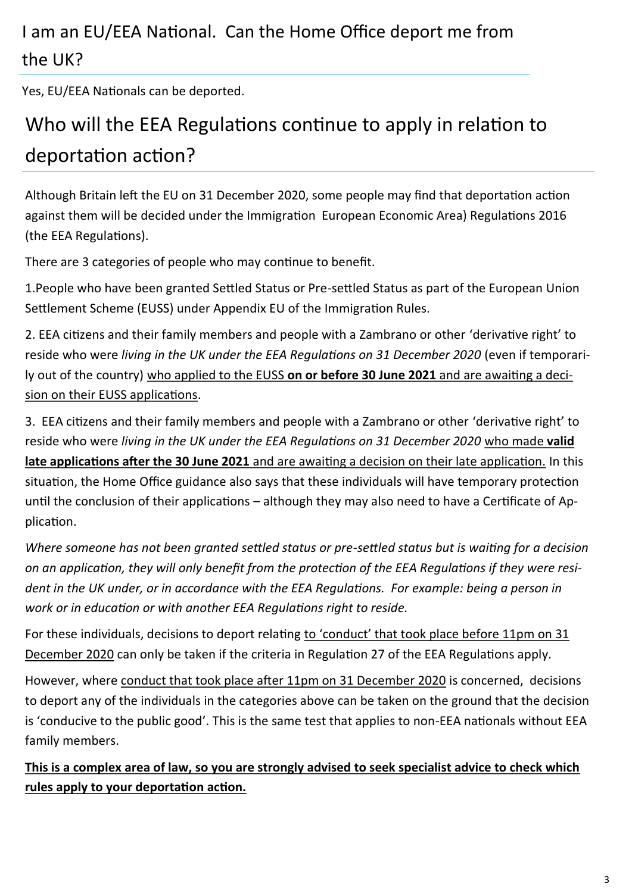## I am an EU/EEA National. Can the Home Office deport me from the UK?

Yes, EU/EEA Nationals can be deported.

## Who will the EEA Regulations continue to apply in relation to deportation action?

Although Britain left the EU on 31 December 2020, some people may find that deportation action against them will be decided under the Immigration European Economic Area) Regulations 2016 (the EEA Regulations).

There are 3 categories of people who may continue to benefit.

1. People who have been granted Settled Status or Pre-settled Status as part of the European Union Settlement Scheme (EUSS) under Appendix EU of the Immigration Rules.

2. EEA citizens and their family members and people with a Zambrano or other 'derivative right' to reside who were *living in the UK under the EEA Regulations on 31 December 2020* (even if temporarily out of the country) who applied to the EUSS **on or before 30 June 2021** and are awaiting a decision on their EUSS applications.

3. EEA citizens and their family members and people with a Zambrano or other 'derivative right' to reside who were *living in the UK under the EEA Regulations on 31 December 2020* who made **valid late applications after the 30 June 2021** and are awaiting a decision on their late application. In this situation, the Home Office guidance also says that these individuals will have temporary protection until the conclusion of their applications – although they may also need to have a Certificate of Application.

*Where someone has not been granted settled status or pre-settled status but is waiting for a decision on an application, they will only benefit from the protection of the EEA Regulations if they were resident in the UK under, or in accordance with the EEA Regulations. For example: being a person in work or in education or with another EEA Regulations right to reside.*

For these individuals, decisions to deport relating to 'conduct' that took place before 11pm on 31 December 2020 can only be taken if the criteria in Regulation 27 of the EEA Regulations apply.

However, where conduct that took place after 11pm on 31 December 2020 is concerned, decisions to deport any of the individuals in the categories above can be taken on the ground that the decision is 'conducive to the public good'. This is the same test that applies to non-EEA nationals without EEA family members.

**This is a complex area of law, so you are strongly advised to seek specialist advice to check which rules apply to your deportation action.**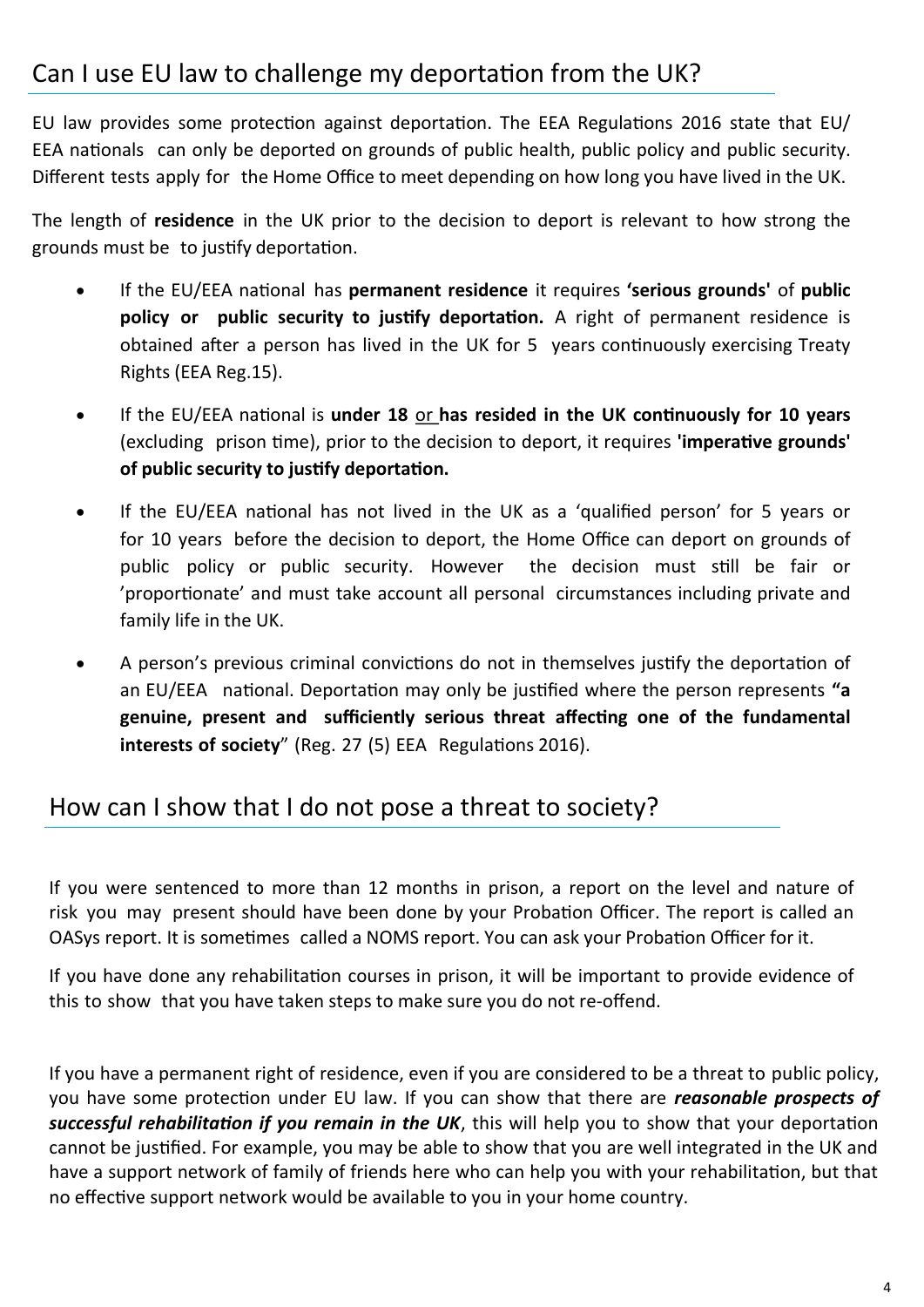## Can I use EU law to challenge my deportation from the UK?

EU law provides some protection against deportation. The EEA Regulations 2016 state that EU/ EEA nationals can only be deported on grounds of public health, public policy and public security. Different tests apply for the Home Office to meet depending on how long you have lived in the UK.

The length of **residence** in the UK prior to the decision to deport is relevant to how strong the grounds must be to justify deportation.

- If the EU/EEA national has **permanent residence** it requires **'serious grounds'** of **public policy or public security to justify deportation.** A right of permanent residence is obtained after a person has lived in the UK for 5 years continuously exercising Treaty Rights (EEA Reg.15).
- If the EU/EEA national is **under 18** <u>or</u> **has resided in the UK continuously for 10 years** (excluding prison time), prior to the decision to deport, it requires **'imperative grounds' of public security to justify deportation.**
- If the EU/EEA national has not lived in the UK as a 'qualified person' for 5 years or for 10 years before the decision to deport, the Home Office can deport on grounds of public policy or public security. However the decision must still be fair or 'proportionate' and must take account all personal circumstances including private and family life in the UK.
- A person's previous criminal convictions do not in themselves justify the deportation of an EU/EEA national. Deportation may only be justified where the person represents **"a genuine, present and sufficiently serious threat affecting one of the fundamental interests of society**" (Reg. 27 (5) EEA Regulations 2016).

## How can I show that I do not pose a threat to society?

If you were sentenced to more than 12 months in prison, a report on the level and nature of risk you may present should have been done by your Probation Officer. The report is called an OASys report. It is sometimes called a NOMS report. You can ask your Probation Officer for it.

If you have done any rehabilitation courses in prison, it will be important to provide evidence of this to show that you have taken steps to make sure you do not re-offend.

If you have a permanent right of residence, even if you are considered to be a threat to public policy, you have some protection under EU law. If you can show that there are ***reasonable prospects of successful rehabilitation if you remain in the UK***, this will help you to show that your deportation cannot be justified. For example, you may be able to show that you are well integrated in the UK and have a support network of family of friends here who can help you with your rehabilitation, but that no effective support network would be available to you in your home country.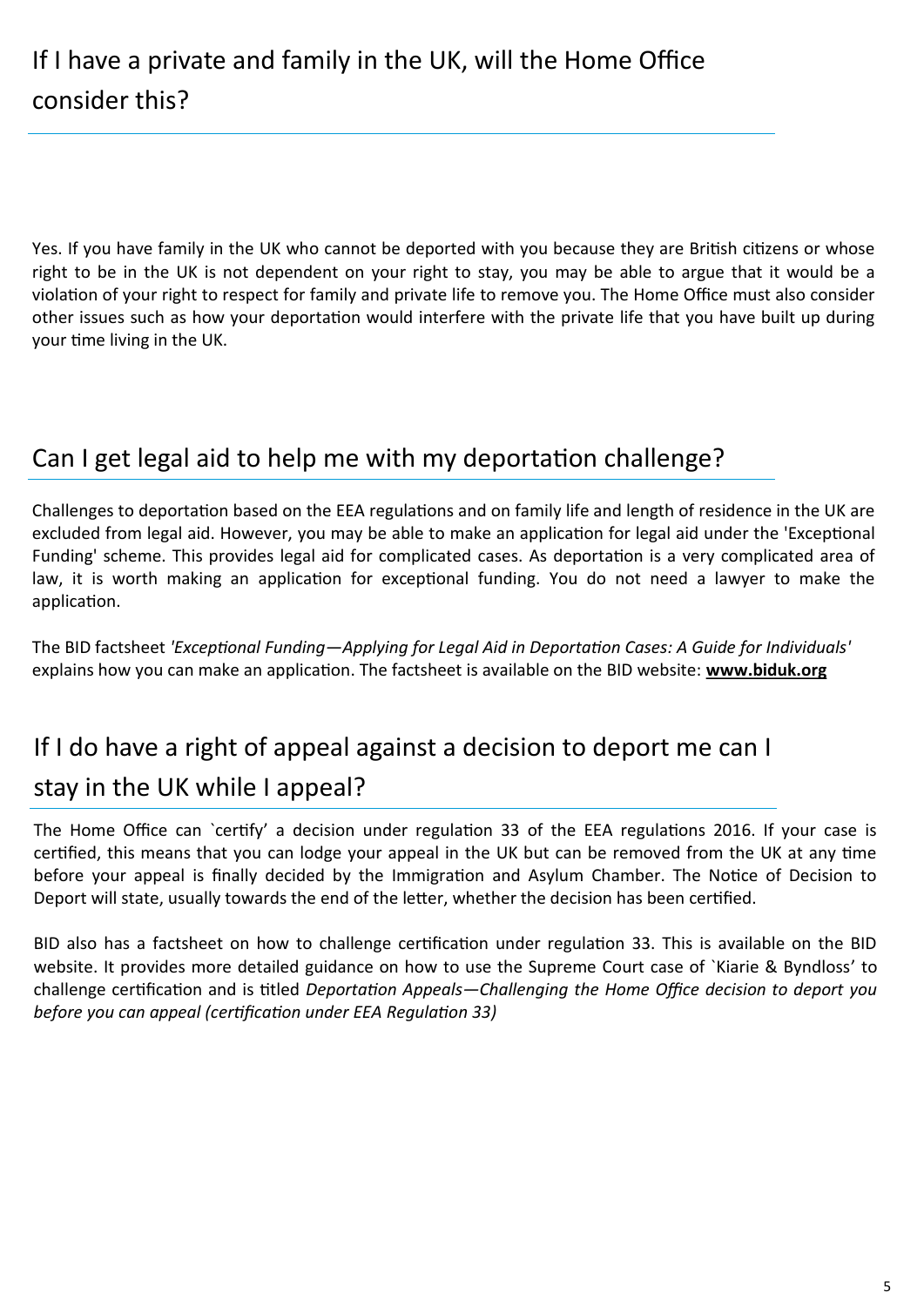## If I have a private and family in the UK, will the Home Office consider this?

Yes. If you have family in the UK who cannot be deported with you because they are British citizens or whose right to be in the UK is not dependent on your right to stay, you may be able to argue that it would be a violation of your right to respect for family and private life to remove you. The Home Office must also consider other issues such as how your deportation would interfere with the private life that you have built up during your time living in the UK.

## Can I get legal aid to help me with my deportation challenge?

Challenges to deportation based on the EEA regulations and on family life and length of residence in the UK are excluded from legal aid. However, you may be able to make an application for legal aid under the 'Exceptional Funding' scheme. This provides legal aid for complicated cases. As deportation is a very complicated area of law, it is worth making an application for exceptional funding. You do not need a lawyer to make the application.

The BID factsheet *'Exceptional Funding—Applying for Legal Aid in Deportation Cases: A Guide for Individuals'* explains how you can make an application. The factsheet is available on the BID website: **www.biduk.org**

## If I do have a right of appeal against a decision to deport me can I stay in the UK while I appeal?

The Home Office can `certify' a decision under regulation 33 of the EEA regulations 2016. If your case is certified, this means that you can lodge your appeal in the UK but can be removed from the UK at any time before your appeal is finally decided by the Immigration and Asylum Chamber. The Notice of Decision to Deport will state, usually towards the end of the letter, whether the decision has been certified.

BID also has a factsheet on how to challenge certification under regulation 33. This is available on the BID website. It provides more detailed guidance on how to use the Supreme Court case of `Kiarie & Byndloss' to challenge certification and is titled *Deportation Appeals—Challenging the Home Office decision to deport you before you can appeal (certification under EEA Regulation 33)*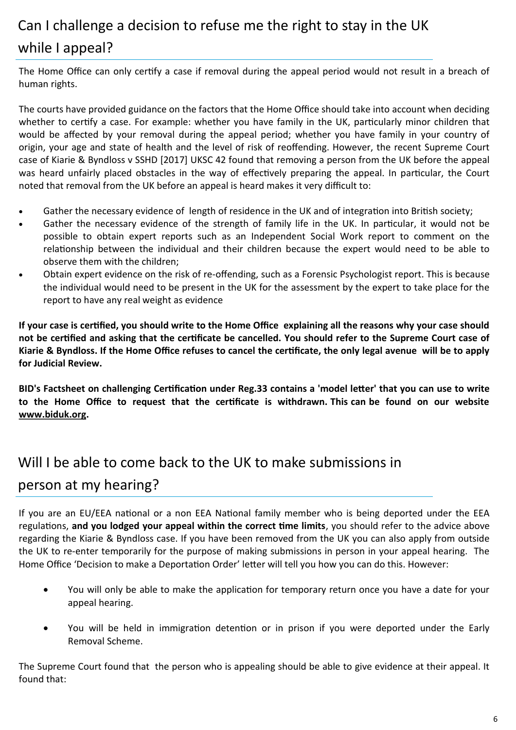## Can I challenge a decision to refuse me the right to stay in the UK while I appeal?

The Home Office can only certify a case if removal during the appeal period would not result in a breach of human rights.

The courts have provided guidance on the factors that the Home Office should take into account when deciding whether to certify a case. For example: whether you have family in the UK, particularly minor children that would be affected by your removal during the appeal period; whether you have family in your country of origin, your age and state of health and the level of risk of reoffending. However, the recent Supreme Court case of Kiarie & Byndloss v SSHD [2017] UKSC 42 found that removing a person from the UK before the appeal was heard unfairly placed obstacles in the way of effectively preparing the appeal. In particular, the Court noted that removal from the UK before an appeal is heard makes it very difficult to:

- Gather the necessary evidence of length of residence in the UK and of integration into British society;
- Gather the necessary evidence of the strength of family life in the UK. In particular, it would not be possible to obtain expert reports such as an Independent Social Work report to comment on the relationship between the individual and their children because the expert would need to be able to observe them with the children;
- Obtain expert evidence on the risk of re-offending, such as a Forensic Psychologist report. This is because the individual would need to be present in the UK for the assessment by the expert to take place for the report to have any real weight as evidence

**If your case is certified, you should write to the Home Office explaining all the reasons why your case should not be certified and asking that the certificate be cancelled. You should refer to the Supreme Court case of Kiarie & Byndloss. If the Home Office refuses to cancel the certificate, the only legal avenue will be to apply for Judicial Review.**

**BID's Factsheet on challenging Certification under Reg.33 contains a 'model letter' that you can use to write to the Home Office to request that the certificate is withdrawn. This can be found on our website [www.biduk.org](www.biduk.org).**

## Will I be able to come back to the UK to make submissions in person at my hearing?

If you are an EU/EEA national or a non EEA National family member who is being deported under the EEA regulations, **and you lodged your appeal within the correct time limits**, you should refer to the advice above regarding the Kiarie & Byndloss case. If you have been removed from the UK you can also apply from outside the UK to re-enter temporarily for the purpose of making submissions in person in your appeal hearing. The Home Office 'Decision to make a Deportation Order' letter will tell you how you can do this. However:

- You will only be able to make the application for temporary return once you have a date for your appeal hearing.
- You will be held in immigration detention or in prison if you were deported under the Early Removal Scheme.

The Supreme Court found that the person who is appealing should be able to give evidence at their appeal. It found that: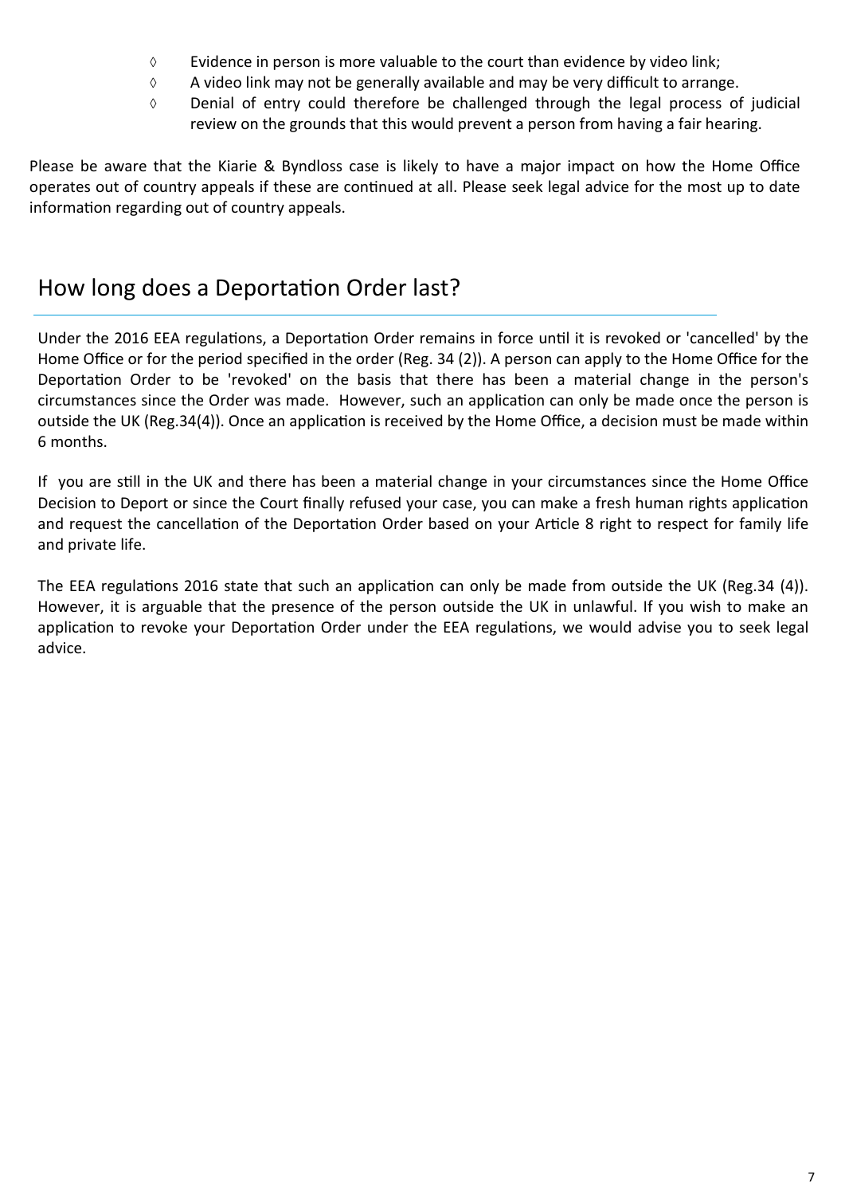- Evidence in person is more valuable to the court than evidence by video link;
- A video link may not be generally available and may be very difficult to arrange.
- Denial of entry could therefore be challenged through the legal process of judicial review on the grounds that this would prevent a person from having a fair hearing.

Please be aware that the Kiarie & Byndloss case is likely to have a major impact on how the Home Office operates out of country appeals if these are continued at all. Please seek legal advice for the most up to date information regarding out of country appeals.

## How long does a Deportation Order last?

Under the 2016 EEA regulations, a Deportation Order remains in force until it is revoked or 'cancelled' by the Home Office or for the period specified in the order (Reg. 34 (2)). A person can apply to the Home Office for the Deportation Order to be 'revoked' on the basis that there has been a material change in the person's circumstances since the Order was made. However, such an application can only be made once the person is outside the UK (Reg.34(4)). Once an application is received by the Home Office, a decision must be made within 6 months.

If you are still in the UK and there has been a material change in your circumstances since the Home Office Decision to Deport or since the Court finally refused your case, you can make a fresh human rights application and request the cancellation of the Deportation Order based on your Article 8 right to respect for family life and private life.

The EEA regulations 2016 state that such an application can only be made from outside the UK (Reg.34 (4)). However, it is arguable that the presence of the person outside the UK in unlawful. If you wish to make an application to revoke your Deportation Order under the EEA regulations, we would advise you to seek legal advice.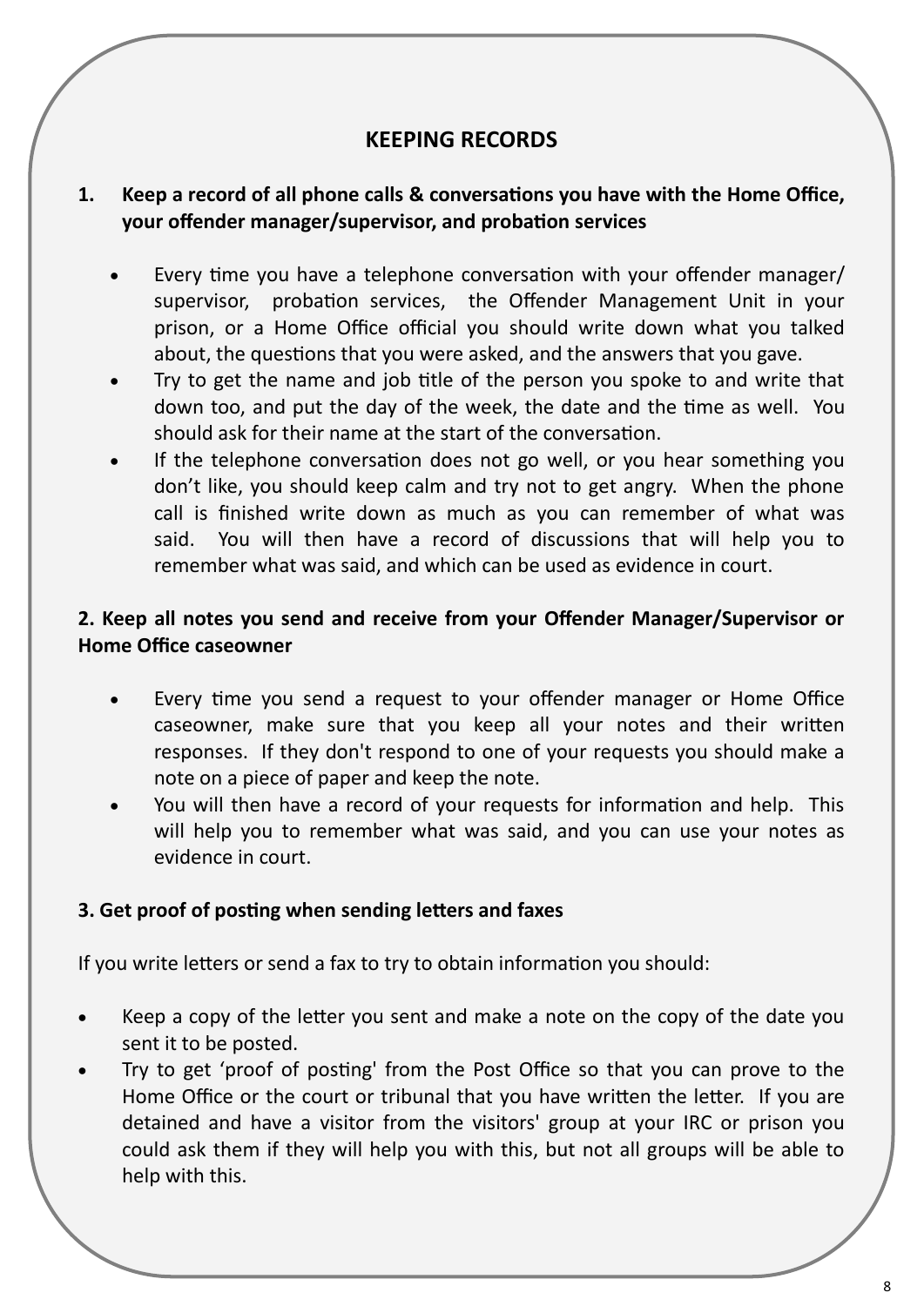## KEEPING RECORDS

1. **Keep a record of all phone calls & conversations you have with the Home Office, your offender manager/supervisor, and probation services**

   - Every time you have a telephone conversation with your offender manager/ supervisor, probation services, the Offender Management Unit in your prison, or a Home Office official you should write down what you talked about, the questions that you were asked, and the answers that you gave.
   - Try to get the name and job title of the person you spoke to and write that down too, and put the day of the week, the date and the time as well. You should ask for their name at the start of the conversation.
   - If the telephone conversation does not go well, or you hear something you don't like, you should keep calm and try not to get angry. When the phone call is finished write down as much as you can remember of what was said. You will then have a record of discussions that will help you to remember what was said, and which can be used as evidence in court.

**2. Keep all notes you send and receive from your Offender Manager/Supervisor or Home Office caseowner**

- Every time you send a request to your offender manager or Home Office caseowner, make sure that you keep all your notes and their written responses. If they don't respond to one of your requests you should make a note on a piece of paper and keep the note.
- You will then have a record of your requests for information and help. This will help you to remember what was said, and you can use your notes as evidence in court.

**3. Get proof of posting when sending letters and faxes**

If you write letters or send a fax to try to obtain information you should:

- Keep a copy of the letter you sent and make a note on the copy of the date you sent it to be posted.
- Try to get 'proof of posting' from the Post Office so that you can prove to the Home Office or the court or tribunal that you have written the letter. If you are detained and have a visitor from the visitors' group at your IRC or prison you could ask them if they will help you with this, but not all groups will be able to help with this.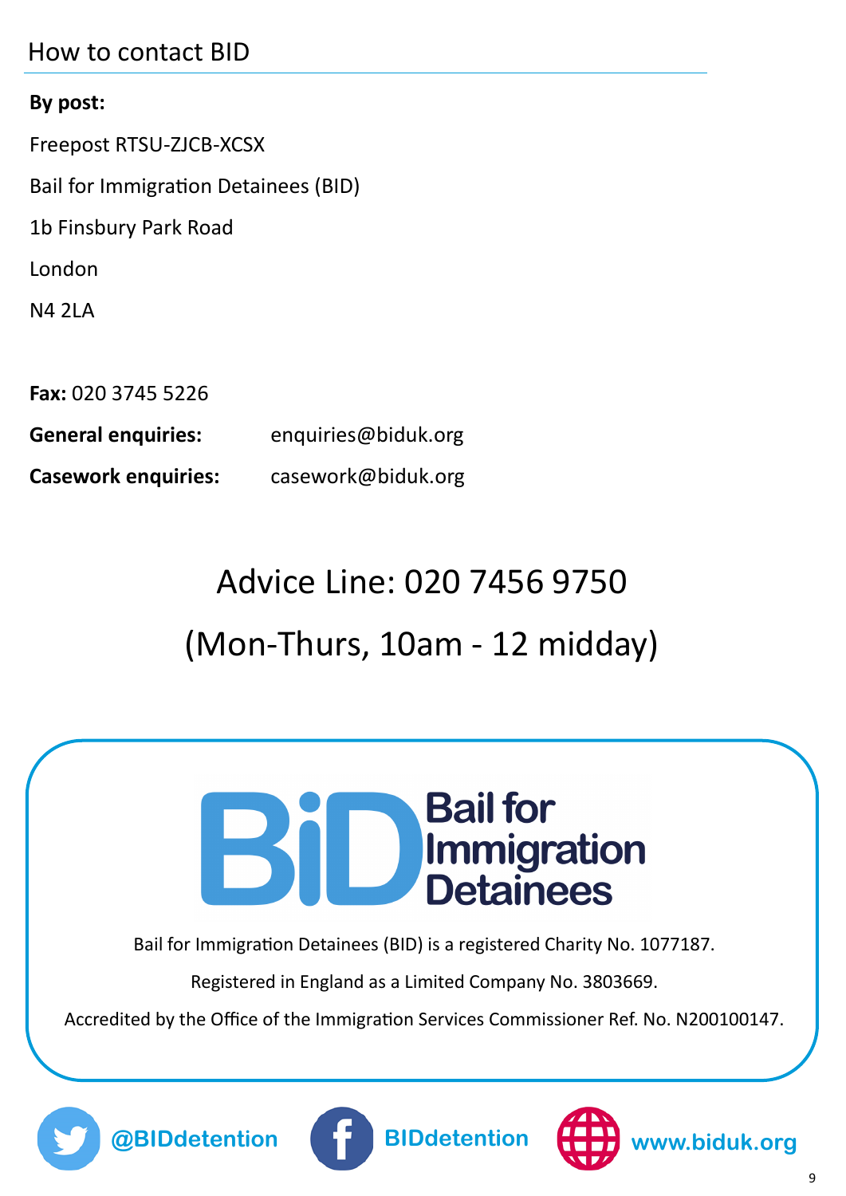## How to contact BID

**By post:**

Freepost RTSU-ZJCB-XCSX

Bail for Immigration Detainees (BID)

1b Finsbury Park Road

London

N4 2LA

**Fax:** 020 3745 5226

**General enquiries:** enquiries@biduk.org

**Casework enquiries:** casework@biduk.org

# Advice Line: 020 7456 9750

# (Mon-Thurs, 10am - 12 midday)

BiD Bail for Immigration Detainees

Bail for Immigration Detainees (BID) is a registered Charity No. 1077187.

Registered in England as a Limited Company No. 3803669.

Accredited by the Office of the Immigration Services Commissioner Ref. No. N200100147.

@BIDdetention

BIDdetention

www.biduk.org